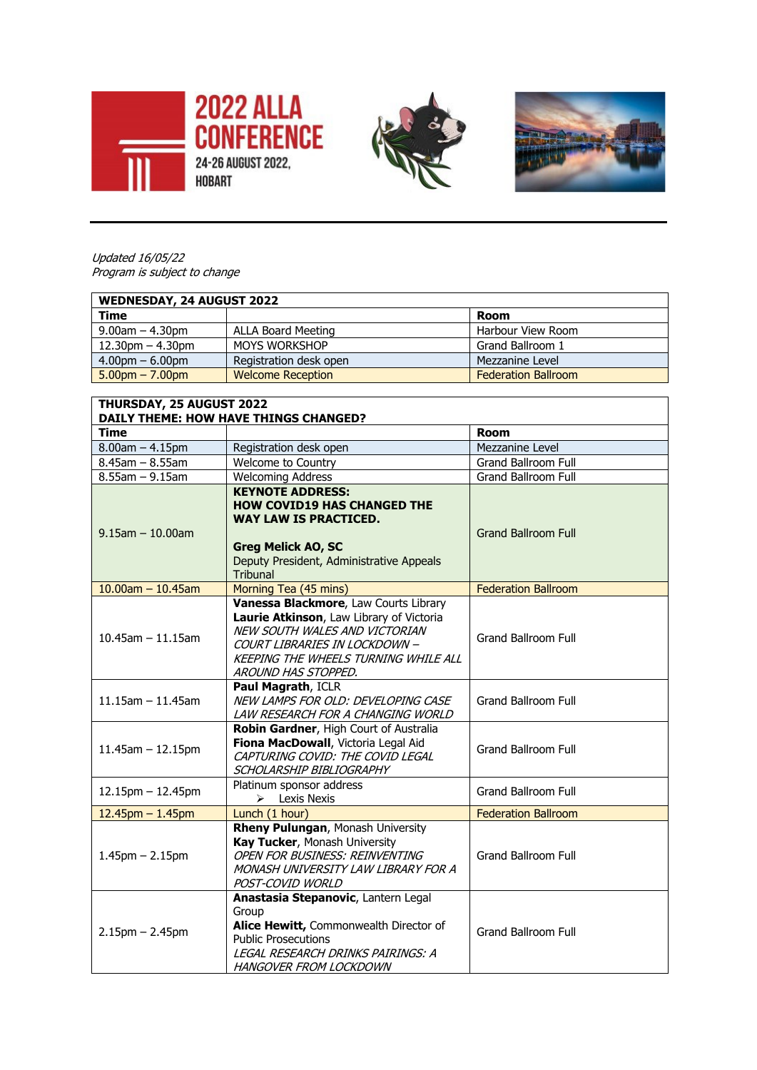# 2022 ALLA CONFERENCE

24-26 AUGUST 2022, HOBART

*Updated 16/05/22*
*Program is subject to change*

| **WEDNESDAY, 24 AUGUST 2022** | | |
|---|---|---|
| **Time** | | **Room** |
| 9.00am – 4.30pm | ALLA Board Meeting | Harbour View Room |
| 12.30pm – 4.30pm | MOYS WORKSHOP | Grand Ballroom 1 |
| 4.00pm – 6.00pm | Registration desk open | Mezzanine Level |
| 5.00pm – 7.00pm | Welcome Reception | Federation Ballroom |

| **THURSDAY, 25 AUGUST 2022**<br>**DAILY THEME: HOW HAVE THINGS CHANGED?** | | |
|---|---|---|
| **Time** | | **Room** |
| 8.00am – 4.15pm | Registration desk open | Mezzanine Level |
| 8.45am – 8.55am | Welcome to Country | Grand Ballroom Full |
| 8.55am – 9.15am | Welcoming Address | Grand Ballroom Full |
| 9.15am – 10.00am | **KEYNOTE ADDRESS: HOW COVID19 HAS CHANGED THE WAY LAW IS PRACTICED.**<br><br>**Greg Melick AO, SC**<br>Deputy President, Administrative Appeals Tribunal | Grand Ballroom Full |
| 10.00am – 10.45am | Morning Tea (45 mins) | Federation Ballroom |
| 10.45am – 11.15am | **Vanessa Blackmore**, Law Courts Library<br>**Laurie Atkinson**, Law Library of Victoria<br>*NEW SOUTH WALES AND VICTORIAN COURT LIBRARIES IN LOCKDOWN – KEEPING THE WHEELS TURNING WHILE ALL AROUND HAS STOPPED.* | Grand Ballroom Full |
| 11.15am – 11.45am | **Paul Magrath**, ICLR<br>*NEW LAMPS FOR OLD: DEVELOPING CASE LAW RESEARCH FOR A CHANGING WORLD* | Grand Ballroom Full |
| 11.45am – 12.15pm | **Robin Gardner**, High Court of Australia<br>**Fiona MacDowall**, Victoria Legal Aid<br>*CAPTURING COVID: THE COVID LEGAL SCHOLARSHIP BIBLIOGRAPHY* | Grand Ballroom Full |
| 12.15pm – 12.45pm | Platinum sponsor address<br>➢ Lexis Nexis | Grand Ballroom Full |
| 12.45pm – 1.45pm | Lunch (1 hour) | Federation Ballroom |
| 1.45pm – 2.15pm | **Rheny Pulungan**, Monash University<br>**Kay Tucker**, Monash University<br>*OPEN FOR BUSINESS: REINVENTING MONASH UNIVERSITY LAW LIBRARY FOR A POST-COVID WORLD* | Grand Ballroom Full |
| 2.15pm – 2.45pm | **Anastasia Stepanovic**, Lantern Legal Group<br>**Alice Hewitt,** Commonwealth Director of Public Prosecutions<br>*LEGAL RESEARCH DRINKS PAIRINGS: A HANGOVER FROM LOCKDOWN* | Grand Ballroom Full |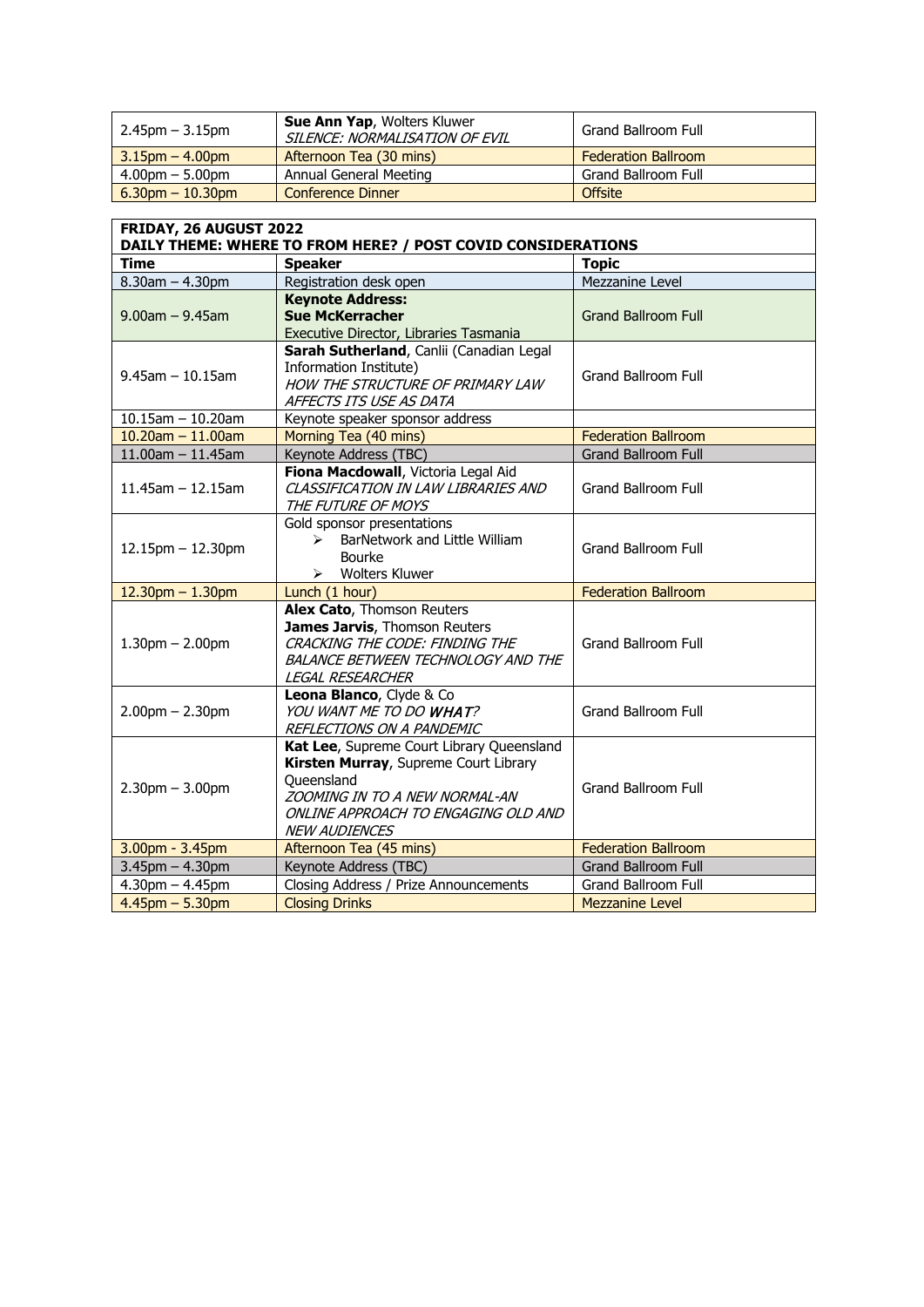| | | |
|---|---|---|
| 2.45pm – 3.15pm | **Sue Ann Yap**, Wolters Kluwer<br>*SILENCE: NORMALISATION OF EVIL* | Grand Ballroom Full |
| 3.15pm – 4.00pm | Afternoon Tea (30 mins) | Federation Ballroom |
| 4.00pm – 5.00pm | Annual General Meeting | Grand Ballroom Full |
| 6.30pm – 10.30pm | Conference Dinner | Offsite |

**FRIDAY, 26 AUGUST 2022**
**DAILY THEME: WHERE TO FROM HERE? / POST COVID CONSIDERATIONS**

| Time | Speaker | Topic |
|---|---|---|
| 8.30am – 4.30pm | Registration desk open | Mezzanine Level |
| 9.00am – 9.45am | **Keynote Address:**<br>**Sue McKerracher**<br>Executive Director, Libraries Tasmania | Grand Ballroom Full |
| 9.45am – 10.15am | **Sarah Sutherland**, Canlii (Canadian Legal Information Institute)<br>*HOW THE STRUCTURE OF PRIMARY LAW AFFECTS ITS USE AS DATA* | Grand Ballroom Full |
| 10.15am – 10.20am | Keynote speaker sponsor address | |
| 10.20am – 11.00am | Morning Tea (40 mins) | Federation Ballroom |
| 11.00am – 11.45am | Keynote Address (TBC) | Grand Ballroom Full |
| 11.45am – 12.15am | **Fiona Macdowall**, Victoria Legal Aid<br>*CLASSIFICATION IN LAW LIBRARIES AND THE FUTURE OF MOYS* | Grand Ballroom Full |
| 12.15pm – 12.30pm | Gold sponsor presentations<br>➢ BarNetwork and Little William Bourke<br>➢ Wolters Kluwer | Grand Ballroom Full |
| 12.30pm – 1.30pm | Lunch (1 hour) | Federation Ballroom |
| 1.30pm – 2.00pm | **Alex Cato**, Thomson Reuters<br>**James Jarvis**, Thomson Reuters<br>*CRACKING THE CODE: FINDING THE BALANCE BETWEEN TECHNOLOGY AND THE LEGAL RESEARCHER* | Grand Ballroom Full |
| 2.00pm – 2.30pm | **Leona Blanco**, Clyde & Co<br>*YOU WANT ME TO DO* ***WHAT****?*<br>*REFLECTIONS ON A PANDEMIC* | Grand Ballroom Full |
| 2.30pm – 3.00pm | **Kat Lee**, Supreme Court Library Queensland<br>**Kirsten Murray**, Supreme Court Library Queensland<br>*ZOOMING IN TO A NEW NORMAL-AN ONLINE APPROACH TO ENGAGING OLD AND NEW AUDIENCES* | Grand Ballroom Full |
| 3.00pm - 3.45pm | Afternoon Tea (45 mins) | Federation Ballroom |
| 3.45pm – 4.30pm | Keynote Address (TBC) | Grand Ballroom Full |
| 4.30pm – 4.45pm | Closing Address / Prize Announcements | Grand Ballroom Full |
| 4.45pm – 5.30pm | Closing Drinks | Mezzanine Level |